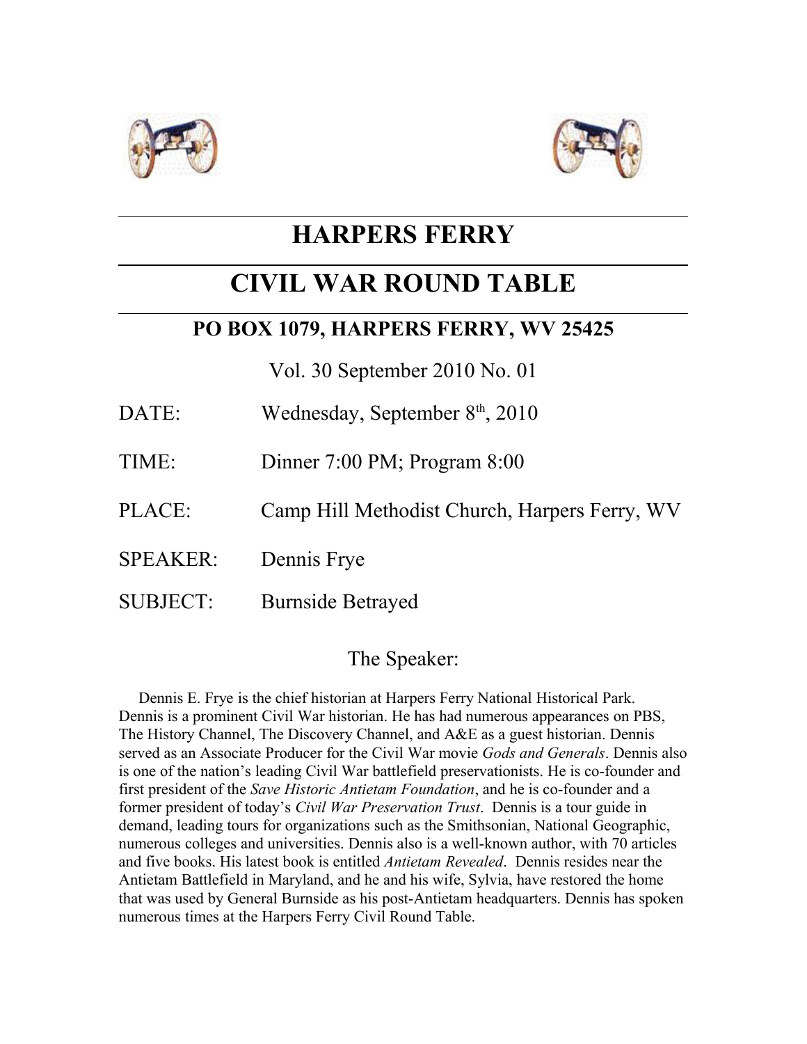# HARPERS FERRY

# CIVIL WAR ROUND TABLE

## PO BOX 1079, HARPERS FERRY, WV 25425

Vol. 30 September 2010 No. 01

DATE: Wednesday, September 8th, 2010

TIME: Dinner 7:00 PM; Program 8:00

PLACE: Camp Hill Methodist Church, Harpers Ferry, WV

SPEAKER: Dennis Frye

SUBJECT: Burnside Betrayed

## The Speaker:

Dennis E. Frye is the chief historian at Harpers Ferry National Historical Park. Dennis is a prominent Civil War historian. He has had numerous appearances on PBS, The History Channel, The Discovery Channel, and A&E as a guest historian. Dennis served as an Associate Producer for the Civil War movie *Gods and Generals*. Dennis also is one of the nation's leading Civil War battlefield preservationists. He is co-founder and first president of the *Save Historic Antietam Foundation*, and he is co-founder and a former president of today's *Civil War Preservation Trust*. Dennis is a tour guide in demand, leading tours for organizations such as the Smithsonian, National Geographic, numerous colleges and universities. Dennis also is a well-known author, with 70 articles and five books. His latest book is entitled *Antietam Revealed*. Dennis resides near the Antietam Battlefield in Maryland, and he and his wife, Sylvia, have restored the home that was used by General Burnside as his post-Antietam headquarters. Dennis has spoken numerous times at the Harpers Ferry Civil Round Table.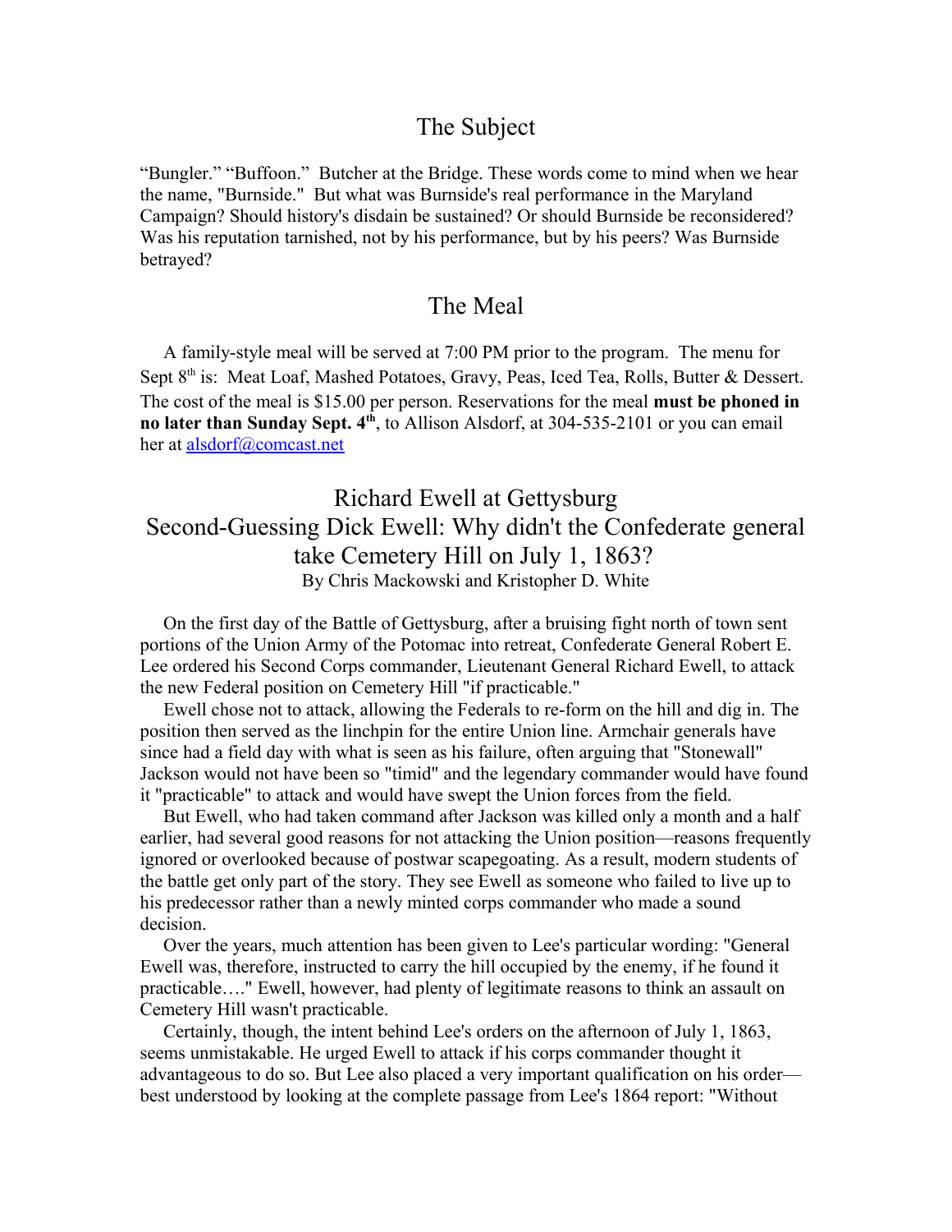## The Subject

"Bungler." "Buffoon." Butcher at the Bridge. These words come to mind when we hear the name, "Burnside." But what was Burnside's real performance in the Maryland Campaign? Should history's disdain be sustained? Or should Burnside be reconsidered? Was his reputation tarnished, not by his performance, but by his peers? Was Burnside betrayed?

## The Meal

A family-style meal will be served at 7:00 PM prior to the program. The menu for Sept 8th is: Meat Loaf, Mashed Potatoes, Gravy, Peas, Iced Tea, Rolls, Butter & Dessert. The cost of the meal is $15.00 per person. Reservations for the meal **must be phoned in no later than Sunday Sept. 4th**, to Allison Alsdorf, at 304-535-2101 or you can email her at alsdorf@comcast.net

## Richard Ewell at Gettysburg
## Second-Guessing Dick Ewell: Why didn't the Confederate general take Cemetery Hill on July 1, 1863?

By Chris Mackowski and Kristopher D. White

On the first day of the Battle of Gettysburg, after a bruising fight north of town sent portions of the Union Army of the Potomac into retreat, Confederate General Robert E. Lee ordered his Second Corps commander, Lieutenant General Richard Ewell, to attack the new Federal position on Cemetery Hill "if practicable."

Ewell chose not to attack, allowing the Federals to re-form on the hill and dig in. The position then served as the linchpin for the entire Union line. Armchair generals have since had a field day with what is seen as his failure, often arguing that "Stonewall" Jackson would not have been so "timid" and the legendary commander would have found it "practicable" to attack and would have swept the Union forces from the field.

But Ewell, who had taken command after Jackson was killed only a month and a half earlier, had several good reasons for not attacking the Union position—reasons frequently ignored or overlooked because of postwar scapegoating. As a result, modern students of the battle get only part of the story. They see Ewell as someone who failed to live up to his predecessor rather than a newly minted corps commander who made a sound decision.

Over the years, much attention has been given to Lee's particular wording: "General Ewell was, therefore, instructed to carry the hill occupied by the enemy, if he found it practicable…." Ewell, however, had plenty of legitimate reasons to think an assault on Cemetery Hill wasn't practicable.

Certainly, though, the intent behind Lee's orders on the afternoon of July 1, 1863, seems unmistakable. He urged Ewell to attack if his corps commander thought it advantageous to do so. But Lee also placed a very important qualification on his order—best understood by looking at the complete passage from Lee's 1864 report: "Without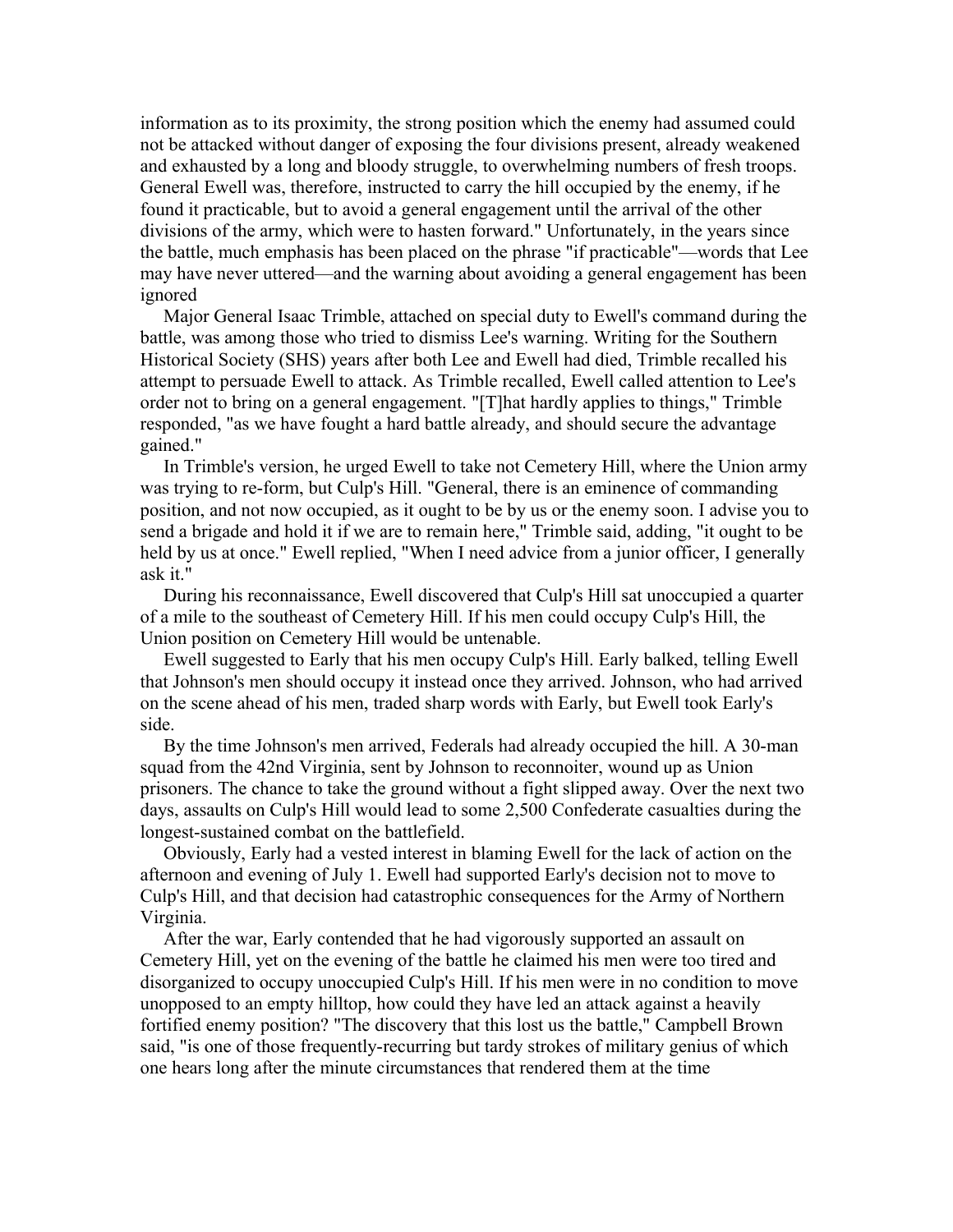information as to its proximity, the strong position which the enemy had assumed could not be attacked without danger of exposing the four divisions present, already weakened and exhausted by a long and bloody struggle, to overwhelming numbers of fresh troops. General Ewell was, therefore, instructed to carry the hill occupied by the enemy, if he found it practicable, but to avoid a general engagement until the arrival of the other divisions of the army, which were to hasten forward." Unfortunately, in the years since the battle, much emphasis has been placed on the phrase "if practicable"—words that Lee may have never uttered—and the warning about avoiding a general engagement has been ignored

Major General Isaac Trimble, attached on special duty to Ewell's command during the battle, was among those who tried to dismiss Lee's warning. Writing for the Southern Historical Society (SHS) years after both Lee and Ewell had died, Trimble recalled his attempt to persuade Ewell to attack. As Trimble recalled, Ewell called attention to Lee's order not to bring on a general engagement. "[T]hat hardly applies to things," Trimble responded, "as we have fought a hard battle already, and should secure the advantage gained."

In Trimble's version, he urged Ewell to take not Cemetery Hill, where the Union army was trying to re-form, but Culp's Hill. "General, there is an eminence of commanding position, and not now occupied, as it ought to be by us or the enemy soon. I advise you to send a brigade and hold it if we are to remain here," Trimble said, adding, "it ought to be held by us at once." Ewell replied, "When I need advice from a junior officer, I generally ask it."

During his reconnaissance, Ewell discovered that Culp's Hill sat unoccupied a quarter of a mile to the southeast of Cemetery Hill. If his men could occupy Culp's Hill, the Union position on Cemetery Hill would be untenable.

Ewell suggested to Early that his men occupy Culp's Hill. Early balked, telling Ewell that Johnson's men should occupy it instead once they arrived. Johnson, who had arrived on the scene ahead of his men, traded sharp words with Early, but Ewell took Early's side.

By the time Johnson's men arrived, Federals had already occupied the hill. A 30-man squad from the 42nd Virginia, sent by Johnson to reconnoiter, wound up as Union prisoners. The chance to take the ground without a fight slipped away. Over the next two days, assaults on Culp's Hill would lead to some 2,500 Confederate casualties during the longest-sustained combat on the battlefield.

Obviously, Early had a vested interest in blaming Ewell for the lack of action on the afternoon and evening of July 1. Ewell had supported Early's decision not to move to Culp's Hill, and that decision had catastrophic consequences for the Army of Northern Virginia.

After the war, Early contended that he had vigorously supported an assault on Cemetery Hill, yet on the evening of the battle he claimed his men were too tired and disorganized to occupy unoccupied Culp's Hill. If his men were in no condition to move unopposed to an empty hilltop, how could they have led an attack against a heavily fortified enemy position? "The discovery that this lost us the battle," Campbell Brown said, "is one of those frequently-recurring but tardy strokes of military genius of which one hears long after the minute circumstances that rendered them at the time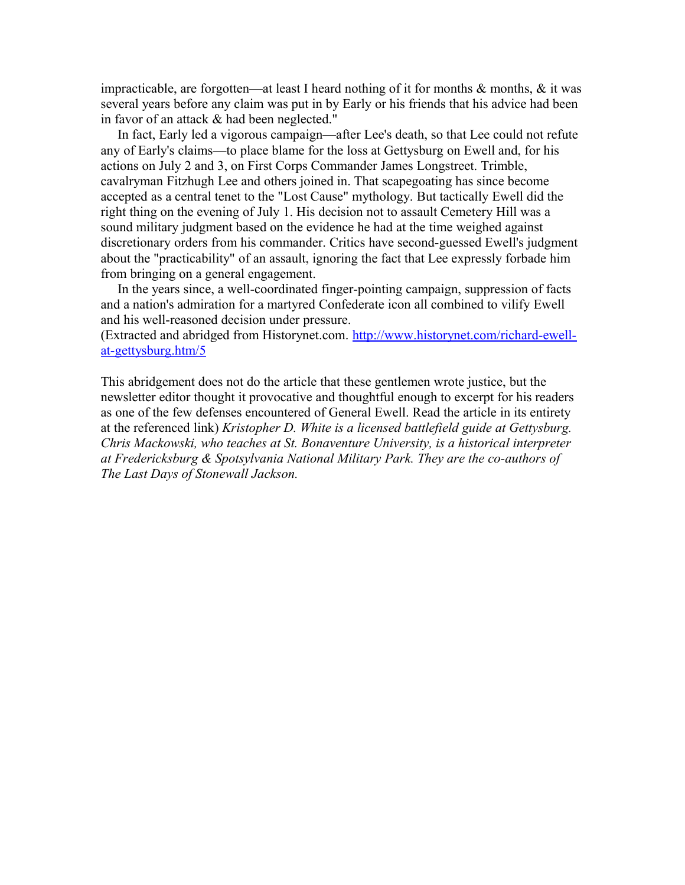impracticable, are forgotten—at least I heard nothing of it for months & months, & it was several years before any claim was put in by Early or his friends that his advice had been in favor of an attack & had been neglected."

In fact, Early led a vigorous campaign—after Lee's death, so that Lee could not refute any of Early's claims—to place blame for the loss at Gettysburg on Ewell and, for his actions on July 2 and 3, on First Corps Commander James Longstreet. Trimble, cavalryman Fitzhugh Lee and others joined in. That scapegoating has since become accepted as a central tenet to the "Lost Cause" mythology. But tactically Ewell did the right thing on the evening of July 1. His decision not to assault Cemetery Hill was a sound military judgment based on the evidence he had at the time weighed against discretionary orders from his commander. Critics have second-guessed Ewell's judgment about the "practicability" of an assault, ignoring the fact that Lee expressly forbade him from bringing on a general engagement.

In the years since, a well-coordinated finger-pointing campaign, suppression of facts and a nation's admiration for a martyred Confederate icon all combined to vilify Ewell and his well-reasoned decision under pressure.

(Extracted and abridged from Historynet.com. http://www.historynet.com/richard-ewell-at-gettysburg.htm/5

This abridgement does not do the article that these gentlemen wrote justice, but the newsletter editor thought it provocative and thoughtful enough to excerpt for his readers as one of the few defenses encountered of General Ewell. Read the article in its entirety at the referenced link) *Kristopher D. White is a licensed battlefield guide at Gettysburg. Chris Mackowski, who teaches at St. Bonaventure University, is a historical interpreter at Fredericksburg & Spotsylvania National Military Park. They are the co-authors of The Last Days of Stonewall Jackson.*